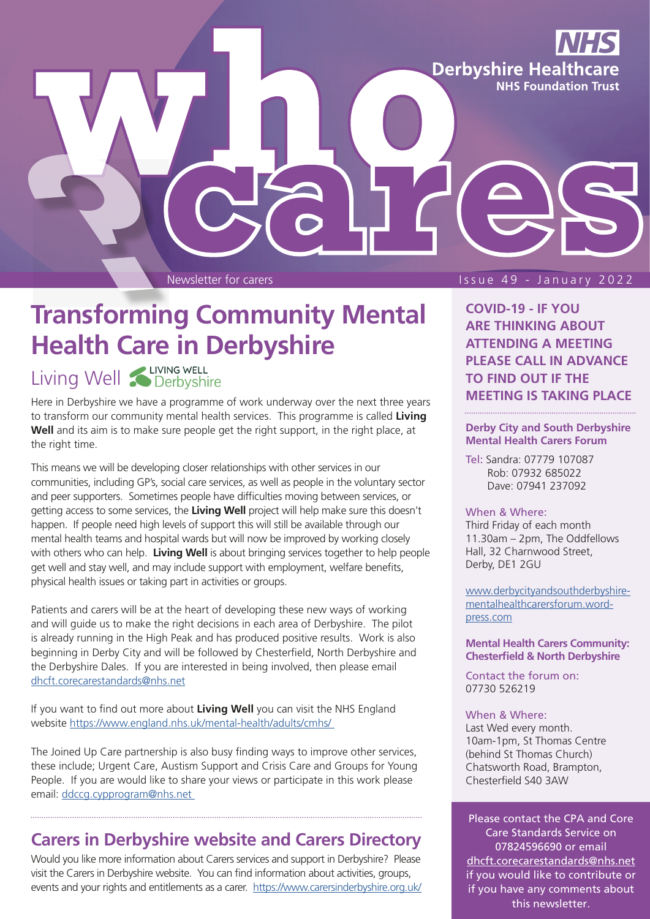# Who Cares?

NHS Derbyshire Healthcare NHS Foundation Trust

Newsletter for carers

Issue 49 - January 2022

## Transforming Community Mental Health Care in Derbyshire

### Living Well

Here in Derbyshire we have a programme of work underway over the next three years to transform our community mental health services. This programme is called **Living Well** and its aim is to make sure people get the right support, in the right place, at the right time.

This means we will be developing closer relationships with other services in our communities, including GP's, social care services, as well as people in the voluntary sector and peer supporters. Sometimes people have difficulties moving between services, or getting access to some services, the **Living Well** project will help make sure this doesn't happen. If people need high levels of support this will still be available through our mental health teams and hospital wards but will now be improved by working closely with others who can help. **Living Well** is about bringing services together to help people get well and stay well, and may include support with employment, welfare benefits, physical health issues or taking part in activities or groups.

Patients and carers will be at the heart of developing these new ways of working and will guide us to make the right decisions in each area of Derbyshire. The pilot is already running in the High Peak and has produced positive results. Work is also beginning in Derby City and will be followed by Chesterfield, North Derbyshire and the Derbyshire Dales. If you are interested in being involved, then please email dhcft.corecarestandards@nhs.net

If you want to find out more about **Living Well** you can visit the NHS England website https://www.england.nhs.uk/mental-health/adults/cmhs/

The Joined Up Care partnership is also busy finding ways to improve other services, these include; Urgent Care, Austism Support and Crisis Care and Groups for Young People. If you are would like to share your views or participate in this work please email: ddccg.cypprogram@nhs.net

## Carers in Derbyshire website and Carers Directory

Would you like more information about Carers services and support in Derbyshire? Please visit the Carers in Derbyshire website. You can find information about activities, groups, events and your rights and entitlements as a carer. https://www.carersinderbyshire.org.uk/

**COVID-19 - IF YOU ARE THINKING ABOUT ATTENDING A MEETING PLEASE CALL IN ADVANCE TO FIND OUT IF THE MEETING IS TAKING PLACE**

**Derby City and South Derbyshire Mental Health Carers Forum**

Tel: Sandra: 07779 107087
Rob: 07932 685022
Dave: 07941 237092

When & Where:
Third Friday of each month
11.30am – 2pm, The Oddfellows Hall, 32 Charnwood Street, Derby, DE1 2GU

www.derbycityandsouthderbyshire-mentalhealthcarersforum.word-press.com

**Mental Health Carers Community: Chesterfield & North Derbyshire**

Contact the forum on:
07730 526219

When & Where:
Last Wed every month.
10am-1pm, St Thomas Centre (behind St Thomas Church) Chatsworth Road, Brampton, Chesterfield S40 3AW

Please contact the CPA and Core Care Standards Service on 07824596690 or email dhcft.corecarestandards@nhs.net if you would like to contribute or if you have any comments about this newsletter.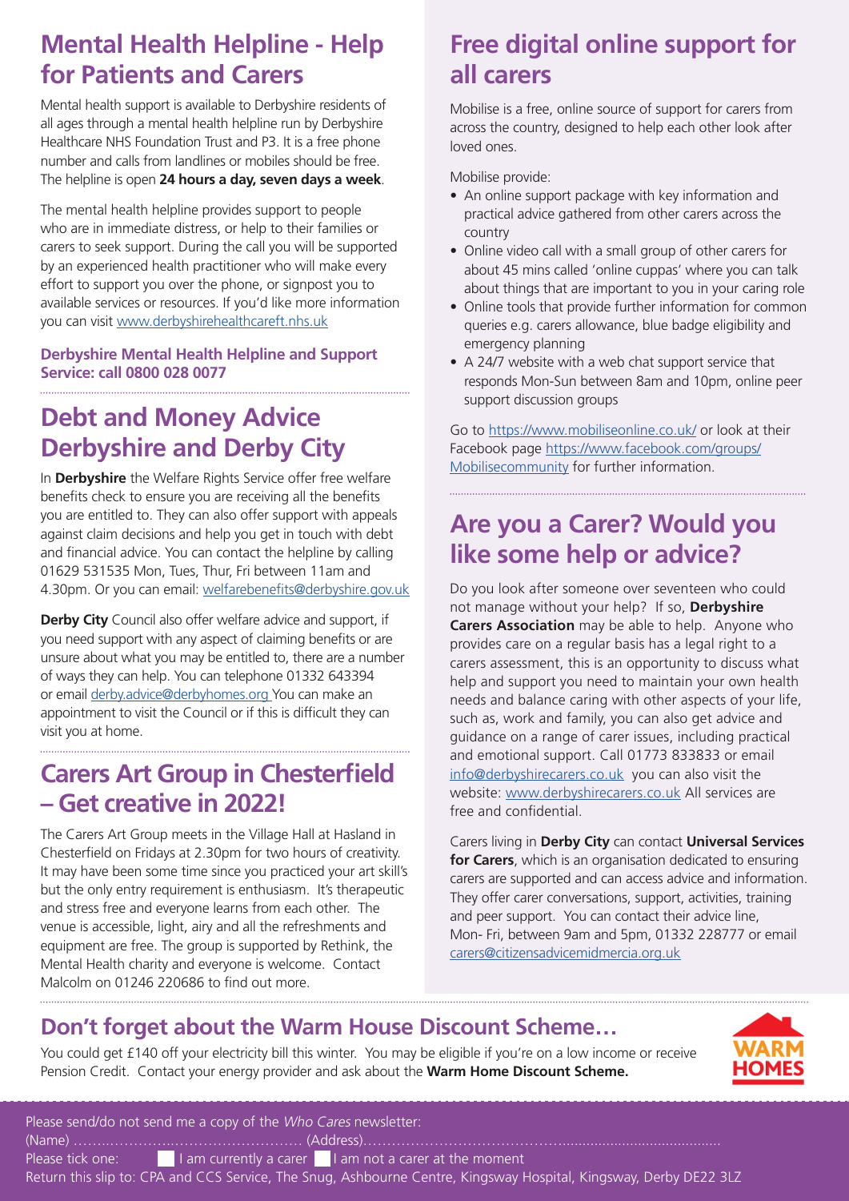## Mental Health Helpline - Help for Patients and Carers

Mental health support is available to Derbyshire residents of all ages through a mental health helpline run by Derbyshire Healthcare NHS Foundation Trust and P3. It is a free phone number and calls from landlines or mobiles should be free. The helpline is open **24 hours a day, seven days a week**.

The mental health helpline provides support to people who are in immediate distress, or help to their families or carers to seek support. During the call you will be supported by an experienced health practitioner who will make every effort to support you over the phone, or signpost you to available services or resources. If you'd like more information you can visit www.derbyshirehealthcareft.nhs.uk

**Derbyshire Mental Health Helpline and Support Service: call 0800 028 0077**

## Debt and Money Advice Derbyshire and Derby City

In **Derbyshire** the Welfare Rights Service offer free welfare benefits check to ensure you are receiving all the benefits you are entitled to. They can also offer support with appeals against claim decisions and help you get in touch with debt and financial advice. You can contact the helpline by calling 01629 531535 Mon, Tues, Thur, Fri between 11am and 4.30pm. Or you can email: welfarebenefits@derbyshire.gov.uk

**Derby City** Council also offer welfare advice and support, if you need support with any aspect of claiming benefits or are unsure about what you may be entitled to, there are a number of ways they can help. You can telephone 01332 643394 or email derby.advice@derbyhomes.org You can make an appointment to visit the Council or if this is difficult they can visit you at home.

## Carers Art Group in Chesterfield – Get creative in 2022!

The Carers Art Group meets in the Village Hall at Hasland in Chesterfield on Fridays at 2.30pm for two hours of creativity. It may have been some time since you practiced your art skill's but the only entry requirement is enthusiasm. It's therapeutic and stress free and everyone learns from each other. The venue is accessible, light, airy and all the refreshments and equipment are free. The group is supported by Rethink, the Mental Health charity and everyone is welcome. Contact Malcolm on 01246 220686 to find out more.

## Free digital online support for all carers

Mobilise is a free, online source of support for carers from across the country, designed to help each other look after loved ones.

Mobilise provide:

- An online support package with key information and practical advice gathered from other carers across the country
- Online video call with a small group of other carers for about 45 mins called 'online cuppas' where you can talk about things that are important to you in your caring role
- Online tools that provide further information for common queries e.g. carers allowance, blue badge eligibility and emergency planning
- A 24/7 website with a web chat support service that responds Mon-Sun between 8am and 10pm, online peer support discussion groups

Go to https://www.mobiliseonline.co.uk/ or look at their Facebook page https://www.facebook.com/groups/Mobilisecommunity for further information.

## Are you a Carer? Would you like some help or advice?

Do you look after someone over seventeen who could not manage without your help? If so, **Derbyshire Carers Association** may be able to help. Anyone who provides care on a regular basis has a legal right to a carers assessment, this is an opportunity to discuss what help and support you need to maintain your own health needs and balance caring with other aspects of your life, such as, work and family, you can also get advice and guidance on a range of carer issues, including practical and emotional support. Call 01773 833833 or email info@derbyshirecarers.co.uk you can also visit the website: www.derbyshirecarers.co.uk All services are free and confidential.

Carers living in **Derby City** can contact **Universal Services for Carers**, which is an organisation dedicated to ensuring carers are supported and can access advice and information. They offer carer conversations, support, activities, training and peer support. You can contact their advice line, Mon- Fri, between 9am and 5pm, 01332 228777 or email carers@citizensadvicemidmercia.org.uk

## Don't forget about the Warm House Discount Scheme…

You could get £140 off your electricity bill this winter. You may be eligible if you're on a low income or receive Pension Credit. Contact your energy provider and ask about the **Warm Home Discount Scheme.**

WARM HOMES

Please send/do not send me a copy of the *Who Cares* newsletter:

(Name) ……………………………………… (Address)………………………………………………………………

Please tick one: ☐ I am currently a carer ☐ I am not a carer at the moment

Return this slip to: CPA and CCS Service, The Snug, Ashbourne Centre, Kingsway Hospital, Kingsway, Derby DE22 3LZ